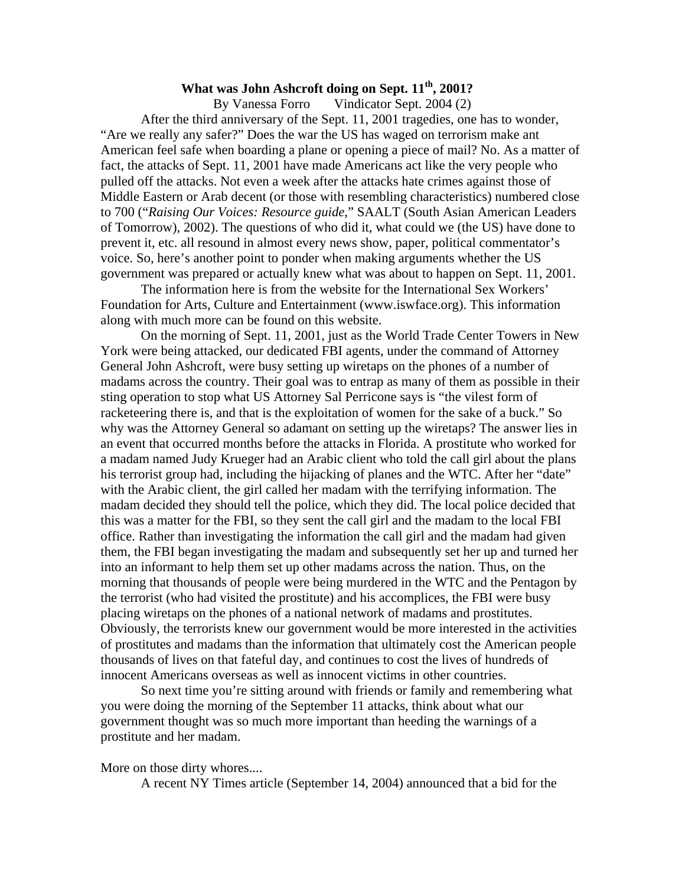# What was John Ashcroft doing on Sept. 11th, 2001?

By Vanessa Forro Vindicator Sept. 2004 (2)

After the third anniversary of the Sept. 11, 2001 tragedies, one has to wonder, "Are we really any safer?" Does the war the US has waged on terrorism make ant American feel safe when boarding a plane or opening a piece of mail? No. As a matter of fact, the attacks of Sept. 11, 2001 have made Americans act like the very people who pulled off the attacks. Not even a week after the attacks hate crimes against those of Middle Eastern or Arab decent (or those with resembling characteristics) numbered close to 700 ("*Raising Our Voices: Resource guide*," SAALT (South Asian American Leaders of Tomorrow), 2002). The questions of who did it, what could we (the US) have done to prevent it, etc. all resound in almost every news show, paper, political commentator's voice. So, here's another point to ponder when making arguments whether the US government was prepared or actually knew what was about to happen on Sept. 11, 2001.

The information here is from the website for the International Sex Workers' Foundation for Arts, Culture and Entertainment (www.iswface.org). This information along with much more can be found on this website.

On the morning of Sept. 11, 2001, just as the World Trade Center Towers in New York were being attacked, our dedicated FBI agents, under the command of Attorney General John Ashcroft, were busy setting up wiretaps on the phones of a number of madams across the country. Their goal was to entrap as many of them as possible in their sting operation to stop what US Attorney Sal Perricone says is "the vilest form of racketeering there is, and that is the exploitation of women for the sake of a buck." So why was the Attorney General so adamant on setting up the wiretaps? The answer lies in an event that occurred months before the attacks in Florida. A prostitute who worked for a madam named Judy Krueger had an Arabic client who told the call girl about the plans his terrorist group had, including the hijacking of planes and the WTC. After her "date" with the Arabic client, the girl called her madam with the terrifying information. The madam decided they should tell the police, which they did. The local police decided that this was a matter for the FBI, so they sent the call girl and the madam to the local FBI office. Rather than investigating the information the call girl and the madam had given them, the FBI began investigating the madam and subsequently set her up and turned her into an informant to help them set up other madams across the nation. Thus, on the morning that thousands of people were being murdered in the WTC and the Pentagon by the terrorist (who had visited the prostitute) and his accomplices, the FBI were busy placing wiretaps on the phones of a national network of madams and prostitutes. Obviously, the terrorists knew our government would be more interested in the activities of prostitutes and madams than the information that ultimately cost the American people thousands of lives on that fateful day, and continues to cost the lives of hundreds of innocent Americans overseas as well as innocent victims in other countries.

So next time you're sitting around with friends or family and remembering what you were doing the morning of the September 11 attacks, think about what our government thought was so much more important than heeding the warnings of a prostitute and her madam.

More on those dirty whores....

A recent NY Times article (September 14, 2004) announced that a bid for the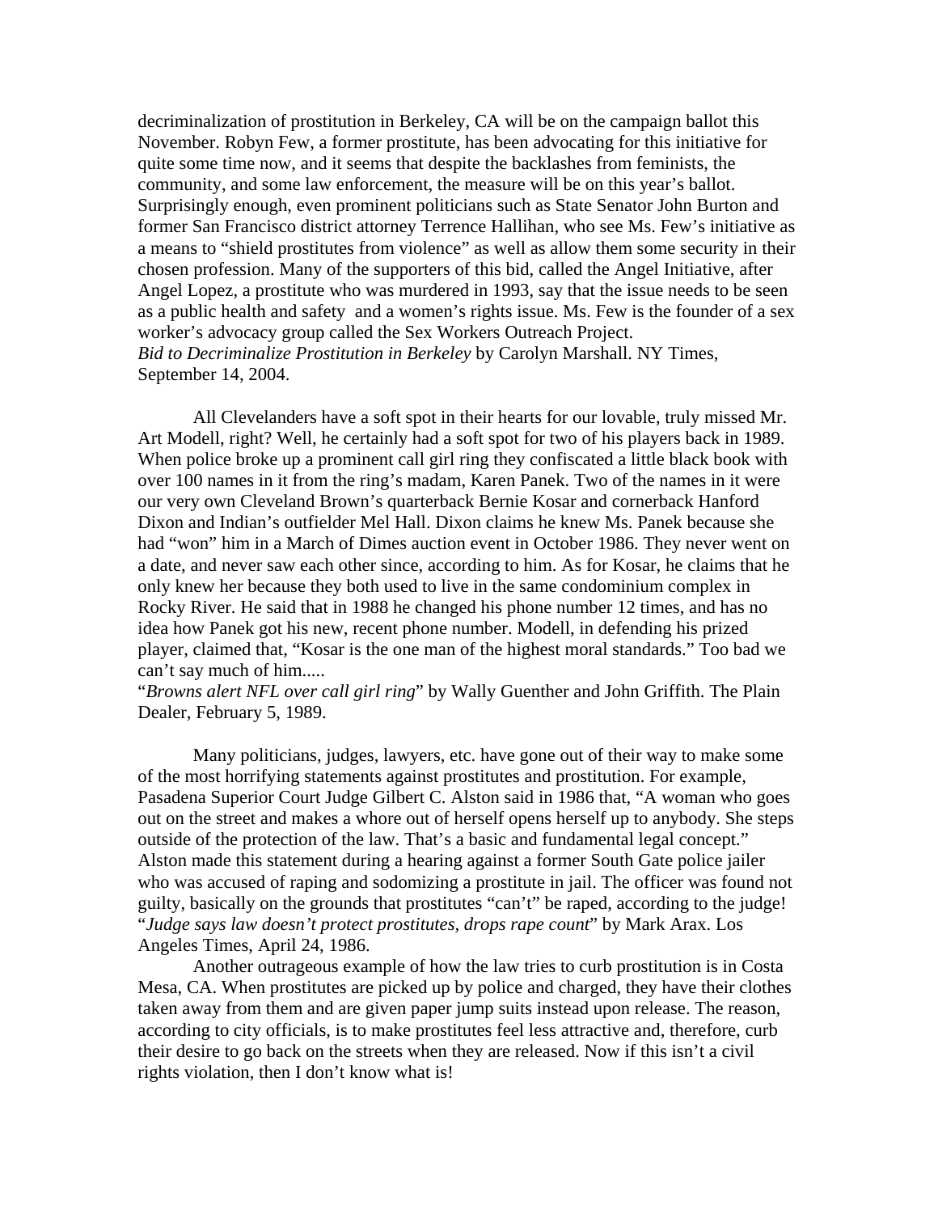decriminalization of prostitution in Berkeley, CA will be on the campaign ballot this November. Robyn Few, a former prostitute, has been advocating for this initiative for quite some time now, and it seems that despite the backlashes from feminists, the community, and some law enforcement, the measure will be on this year's ballot. Surprisingly enough, even prominent politicians such as State Senator John Burton and former San Francisco district attorney Terrence Hallihan, who see Ms. Few's initiative as a means to "shield prostitutes from violence" as well as allow them some security in their chosen profession. Many of the supporters of this bid, called the Angel Initiative, after Angel Lopez, a prostitute who was murdered in 1993, say that the issue needs to be seen as a public health and safety and a women's rights issue. Ms. Few is the founder of a sex worker's advocacy group called the Sex Workers Outreach Project.
*Bid to Decriminalize Prostitution in Berkeley* by Carolyn Marshall. NY Times, September 14, 2004.

All Clevelanders have a soft spot in their hearts for our lovable, truly missed Mr. Art Modell, right? Well, he certainly had a soft spot for two of his players back in 1989. When police broke up a prominent call girl ring they confiscated a little black book with over 100 names in it from the ring's madam, Karen Panek. Two of the names in it were our very own Cleveland Brown's quarterback Bernie Kosar and cornerback Hanford Dixon and Indian's outfielder Mel Hall. Dixon claims he knew Ms. Panek because she had "won" him in a March of Dimes auction event in October 1986. They never went on a date, and never saw each other since, according to him. As for Kosar, he claims that he only knew her because they both used to live in the same condominium complex in Rocky River. He said that in 1988 he changed his phone number 12 times, and has no idea how Panek got his new, recent phone number. Modell, in defending his prized player, claimed that, "Kosar is the one man of the highest moral standards." Too bad we can't say much of him.....
"*Browns alert NFL over call girl ring*" by Wally Guenther and John Griffith. The Plain Dealer, February 5, 1989.

Many politicians, judges, lawyers, etc. have gone out of their way to make some of the most horrifying statements against prostitutes and prostitution. For example, Pasadena Superior Court Judge Gilbert C. Alston said in 1986 that, "A woman who goes out on the street and makes a whore out of herself opens herself up to anybody. She steps outside of the protection of the law. That's a basic and fundamental legal concept." Alston made this statement during a hearing against a former South Gate police jailer who was accused of raping and sodomizing a prostitute in jail. The officer was found not guilty, basically on the grounds that prostitutes "can't" be raped, according to the judge!
"*Judge says law doesn't protect prostitutes, drops rape count*" by Mark Arax. Los Angeles Times, April 24, 1986.

Another outrageous example of how the law tries to curb prostitution is in Costa Mesa, CA. When prostitutes are picked up by police and charged, they have their clothes taken away from them and are given paper jump suits instead upon release. The reason, according to city officials, is to make prostitutes feel less attractive and, therefore, curb their desire to go back on the streets when they are released. Now if this isn't a civil rights violation, then I don't know what is!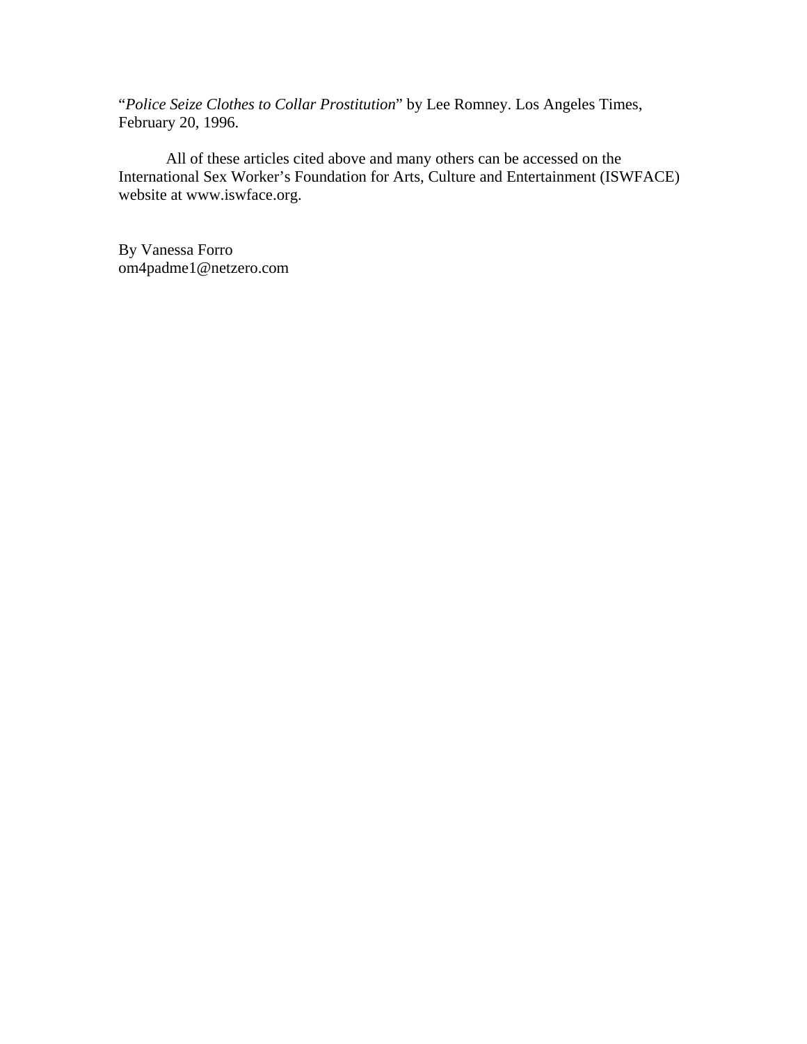"*Police Seize Clothes to Collar Prostitution*" by Lee Romney. Los Angeles Times, February 20, 1996.

All of these articles cited above and many others can be accessed on the International Sex Worker's Foundation for Arts, Culture and Entertainment (ISWFACE) website at www.iswface.org.

By Vanessa Forro
om4padme1@netzero.com